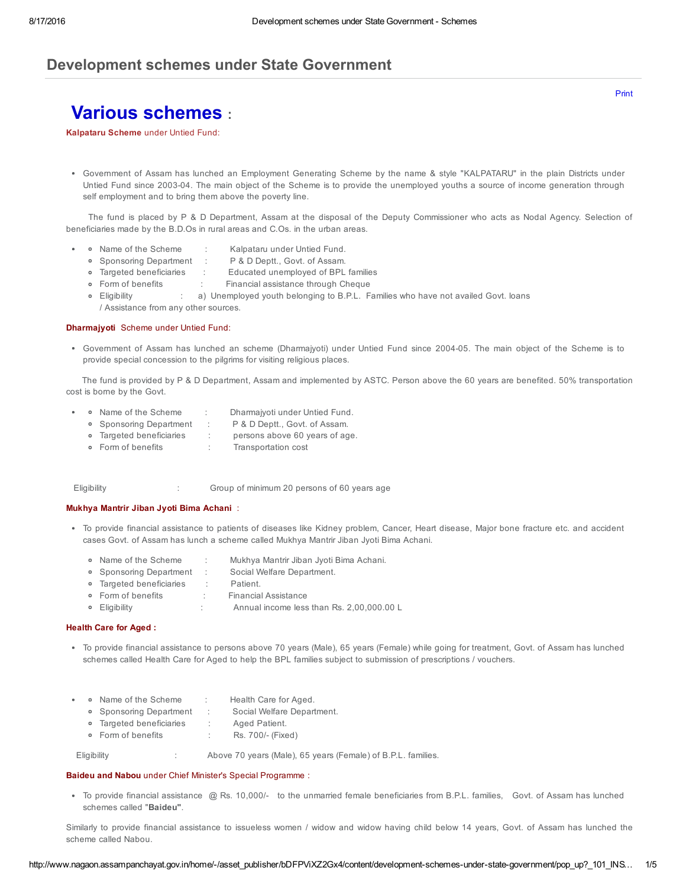# Development schemes under State Government

Print

## Various schemes :

**Kalpataru Scheme** under Untied Fund:

- Government of Assam has lunched an Employment Generating Scheme by the name & style "KALPATARU" in the plain Districts under Untied Fund since 2003-04. The main object of the Scheme is to provide the unemployed youths a source of income generation through self employment and to bring them above the poverty line.

The fund is placed by P & D Department, Assam at the disposal of the Deputy Commissioner who acts as Nodal Agency. Selection of beneficiaries made by the B.D.Os in rural areas and C.Os. in the urban areas.

- - Name of the Scheme : Kalpataru under Untied Fund.
  - Sponsoring Department : P & D Deptt., Govt. of Assam.
  - Targeted beneficiaries : Educated unemployed of BPL families
  - Form of benefits : Financial assistance through Cheque
  - Eligibility : a) Unemployed youth belonging to B.P.L. Families who have not availed Govt. loans / Assistance from any other sources.

**Dharmajyoti** Scheme under Untied Fund:

- Government of Assam has lunched an scheme (Dharmajyoti) under Untied Fund since 2004-05. The main object of the Scheme is to provide special concession to the pilgrims for visiting religious places.

The fund is provided by P & D Department, Assam and implemented by ASTC. Person above the 60 years are benefited. 50% transportation cost is borne by the Govt.

- - Name of the Scheme : Dharmajyoti under Untied Fund.
  - Sponsoring Department : P & D Deptt., Govt. of Assam.
  - Targeted beneficiaries : persons above 60 years of age.
  - Form of benefits : Transportation cost

Eligibility : Group of minimum 20 persons of 60 years age

**Mukhya Mantrir Jiban Jyoti Bima Achani** :

- To provide financial assistance to patients of diseases like Kidney problem, Cancer, Heart disease, Major bone fracture etc. and accident cases Govt. of Assam has lunch a scheme called Mukhya Mantrir Jiban Jyoti Bima Achani.
  - Name of the Scheme : Mukhya Mantrir Jiban Jyoti Bima Achani.
  - Sponsoring Department : Social Welfare Department.
  - Targeted beneficiaries : Patient.
  - Form of benefits : Financial Assistance
  - Eligibility : Annual income less than Rs. 2,00,000.00 L

**Health Care for Aged :**

- To provide financial assistance to persons above 70 years (Male), 65 years (Female) while going for treatment, Govt. of Assam has lunched schemes called Health Care for Aged to help the BPL families subject to submission of prescriptions / vouchers.

- - Name of the Scheme : Health Care for Aged.
  - Sponsoring Department : Social Welfare Department.
  - Targeted beneficiaries : Aged Patient.
  - Form of benefits : Rs. 700/- (Fixed)

Eligibility : Above 70 years (Male), 65 years (Female) of B.P.L. families.

**Baideu and Nabou** under Chief Minister's Special Programme :

- To provide financial assistance @ Rs. 10,000/- to the unmarried female beneficiaries from B.P.L. families, Govt. of Assam has lunched schemes called "**Baideu"**.

Similarly to provide financial assistance to issueless women / widow and widow having child below 14 years, Govt. of Assam has lunched the scheme called Nabou.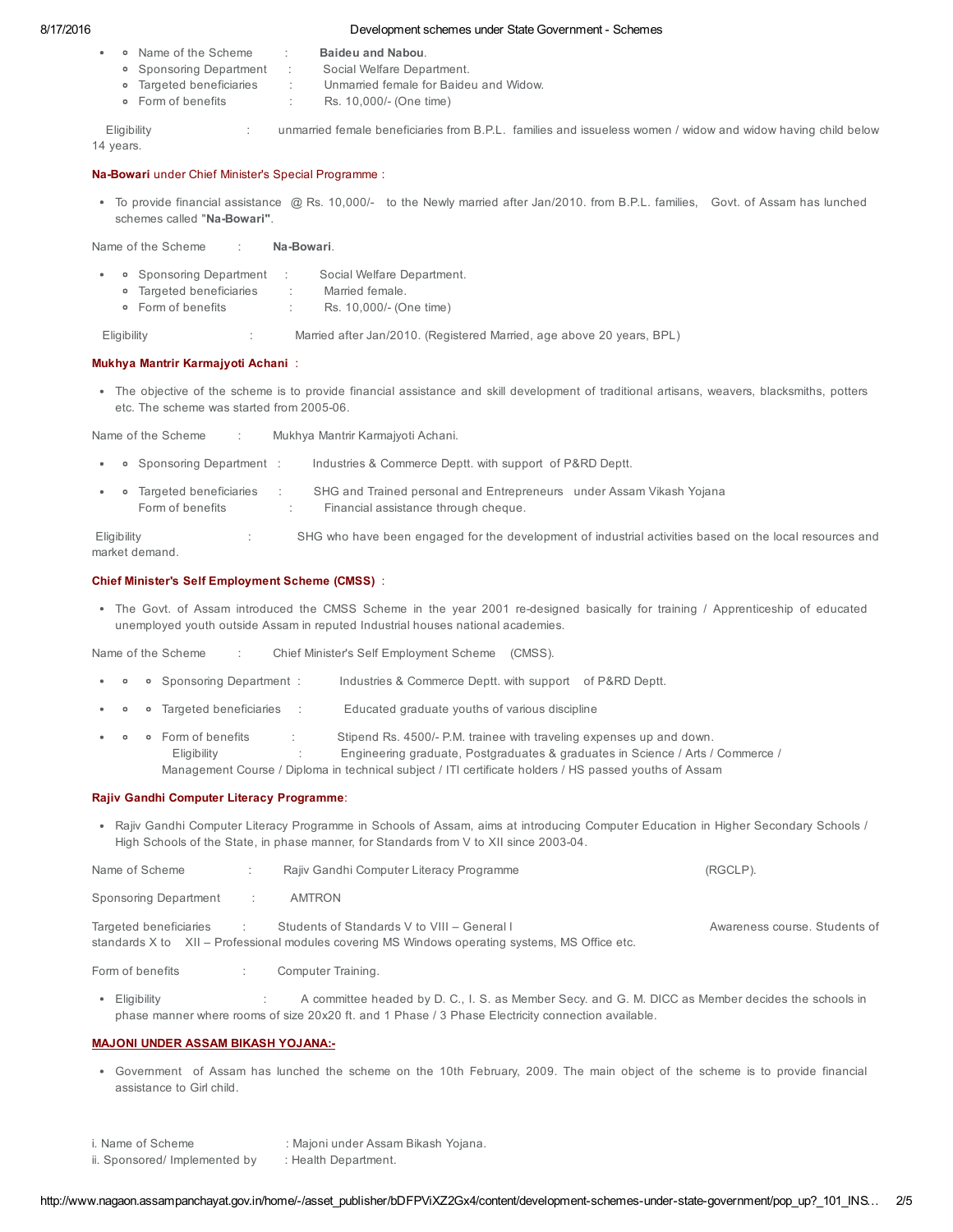- Name of the Scheme : **Baideu and Nabou**.
  - Sponsoring Department : Social Welfare Department.
  - Targeted beneficiaries : Unmarried female for Baideu and Widow.
  - Form of benefits : Rs. 10,000/- (One time)

Eligibility : unmarried female beneficiaries from B.P.L. families and issueless women / widow and widow having child below 14 years.

**Na-Bowari** under Chief Minister's Special Programme :

- To provide financial assistance @ Rs. 10,000/- to the Newly married after Jan/2010. from B.P.L. families, Govt. of Assam has lunched schemes called **"Na-Bowari"**.

Name of the Scheme : **Na-Bowari**.

- Sponsoring Department : Social Welfare Department.
  - Targeted beneficiaries : Married female.
  - Form of benefits : Rs. 10,000/- (One time)

Eligibility : Married after Jan/2010. (Registered Married, age above 20 years, BPL)

**Mukhya Mantrir Karmajyoti Achani** :

- The objective of the scheme is to provide financial assistance and skill development of traditional artisans, weavers, blacksmiths, potters etc. The scheme was started from 2005-06.

Name of the Scheme : Mukhya Mantrir Karmajyoti Achani.

- Sponsoring Department : Industries & Commerce Deptt. with support of P&RD Deptt.
- Targeted beneficiaries : SHG and Trained personal and Entrepreneurs under Assam Vikash Yojana
  Form of benefits : Financial assistance through cheque.

Eligibility : SHG who have been engaged for the development of industrial activities based on the local resources and market demand.

**Chief Minister's Self Employment Scheme (CMSS)** :

- The Govt. of Assam introduced the CMSS Scheme in the year 2001 re-designed basically for training / Apprenticeship of educated unemployed youth outside Assam in reputed Industrial houses national academies.

Name of the Scheme : Chief Minister's Self Employment Scheme (CMSS).

- Sponsoring Department : Industries & Commerce Deptt. with support of P&RD Deptt.
- Targeted beneficiaries : Educated graduate youths of various discipline
- Form of benefits : Stipend Rs. 4500/- P.M. trainee with traveling expenses up and down.
  Eligibility : Engineering graduate, Postgraduates & graduates in Science / Arts / Commerce / Management Course / Diploma in technical subject / ITI certificate holders / HS passed youths of Assam

**Rajiv Gandhi Computer Literacy Programme**:

- Rajiv Gandhi Computer Literacy Programme in Schools of Assam, aims at introducing Computer Education in Higher Secondary Schools / High Schools of the State, in phase manner, for Standards from V to XII since 2003-04.

Name of Scheme : Rajiv Gandhi Computer Literacy Programme (RGCLP).

Sponsoring Department : AMTRON

Targeted beneficiaries : Students of Standards V to VIII – General I Awareness course. Students of standards X to XII – Professional modules covering MS Windows operating systems, MS Office etc.

Form of benefits : Computer Training.

- Eligibility : A committee headed by D. C., I. S. as Member Secy. and G. M. DICC as Member decides the schools in phase manner where rooms of size 20x20 ft. and 1 Phase / 3 Phase Electricity connection available.

**MAJONI UNDER ASSAM BIKASH YOJANA:-**

- Government of Assam has lunched the scheme on the 10th February, 2009. The main object of the scheme is to provide financial assistance to Girl child.

i. Name of Scheme : Majoni under Assam Bikash Yojana.
ii. Sponsored/ Implemented by : Health Department.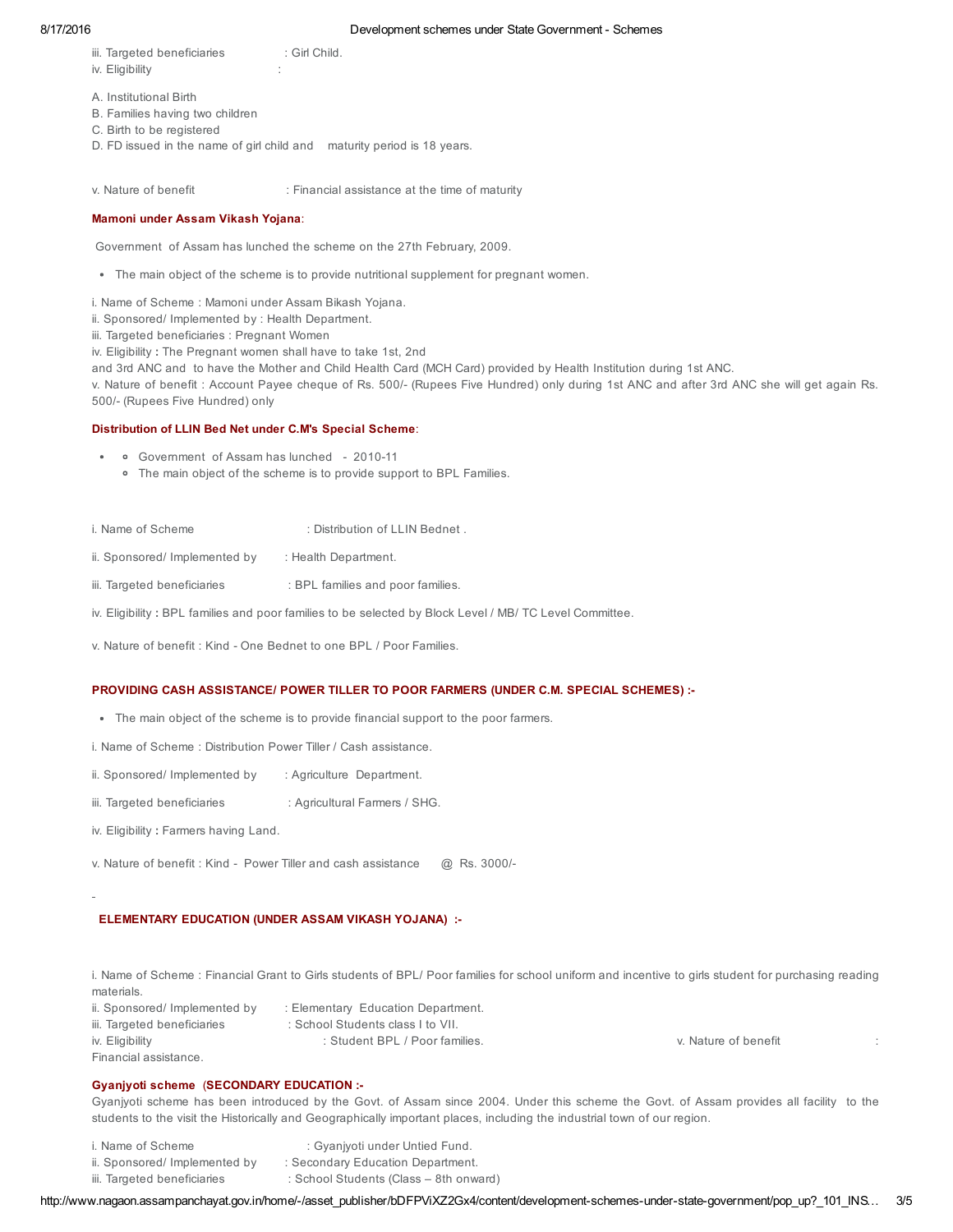iii. Targeted beneficiaries : Girl Child.
iv. Eligibility :

A. Institutional Birth
B. Families having two children
C. Birth to be registered
D. FD issued in the name of girl child and maturity period is 18 years.

v. Nature of benefit : Financial assistance at the time of maturity

**Mamoni under Assam Vikash Yojana**:

Government of Assam has lunched the scheme on the 27th February, 2009.

- The main object of the scheme is to provide nutritional supplement for pregnant women.

i. Name of Scheme : Mamoni under Assam Bikash Yojana.
ii. Sponsored/ Implemented by : Health Department.
iii. Targeted beneficiaries : Pregnant Women
iv. Eligibility **:** The Pregnant women shall have to take 1st, 2nd and 3rd ANC and to have the Mother and Child Health Card (MCH Card) provided by Health Institution during 1st ANC.
v. Nature of benefit : Account Payee cheque of Rs. 500/- (Rupees Five Hundred) only during 1st ANC and after 3rd ANC she will get again Rs. 500/- (Rupees Five Hundred) only

**Distribution of LLIN Bed Net under C.M's Special Scheme**:

- Government of Assam has lunched - 2010-11
- The main object of the scheme is to provide support to BPL Families.

i. Name of Scheme : Distribution of LLIN Bednet .

ii. Sponsored/ Implemented by : Health Department.

iii. Targeted beneficiaries : BPL families and poor families.

iv. Eligibility **:** BPL families and poor families to be selected by Block Level / MB/ TC Level Committee.

v. Nature of benefit : Kind - One Bednet to one BPL / Poor Families.

**PROVIDING CASH ASSISTANCE/ POWER TILLER TO POOR FARMERS (UNDER C.M. SPECIAL SCHEMES) :-**

- The main object of the scheme is to provide financial support to the poor farmers.

i. Name of Scheme : Distribution Power Tiller / Cash assistance.

ii. Sponsored/ Implemented by : Agriculture Department.

iii. Targeted beneficiaries : Agricultural Farmers / SHG.

iv. Eligibility **:** Farmers having Land.

v. Nature of benefit : Kind - Power Tiller and cash assistance @ Rs. 3000/-

-

**ELEMENTARY EDUCATION (UNDER ASSAM VIKASH YOJANA) :-**

i. Name of Scheme : Financial Grant to Girls students of BPL/ Poor families for school uniform and incentive to girls student for purchasing reading materials.
ii. Sponsored/ Implemented by : Elementary Education Department.
iii. Targeted beneficiaries : School Students class I to VII.
iv. Eligibility : Student BPL / Poor families.
v. Nature of benefit : Financial assistance.

**Gyanjyoti scheme (SECONDARY EDUCATION :-**

Gyanjyoti scheme has been introduced by the Govt. of Assam since 2004. Under this scheme the Govt. of Assam provides all facility to the students to the visit the Historically and Geographically important places, including the industrial town of our region.

i. Name of Scheme : Gyanjyoti under Untied Fund.
ii. Sponsored/ Implemented by : Secondary Education Department.
iii. Targeted beneficiaries : School Students (Class – 8th onward)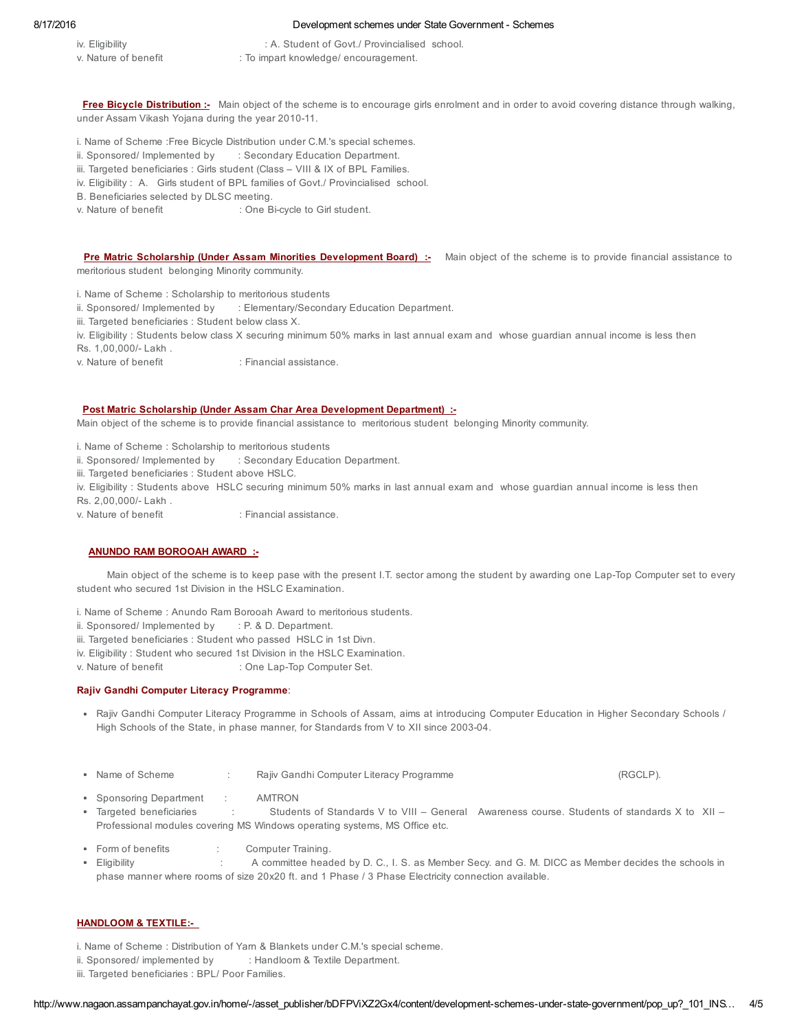iv. Eligibility : A. Student of Govt./ Provincialised school.
v. Nature of benefit : To impart knowledge/ encouragement.

**Free Bicycle Distribution :-** Main object of the scheme is to encourage girls enrolment and in order to avoid covering distance through walking, under Assam Vikash Yojana during the year 2010-11.

i. Name of Scheme :Free Bicycle Distribution under C.M.'s special schemes.
ii. Sponsored/ Implemented by : Secondary Education Department.
iii. Targeted beneficiaries : Girls student (Class – VIII & IX of BPL Families.
iv. Eligibility : A. Girls student of BPL families of Govt./ Provincialised school.
B. Beneficiaries selected by DLSC meeting.
v. Nature of benefit : One Bi-cycle to Girl student.

**Pre Matric Scholarship (Under Assam Minorities Development Board) :-** Main object of the scheme is to provide financial assistance to meritorious student belonging Minority community.

i. Name of Scheme : Scholarship to meritorious students
ii. Sponsored/ Implemented by : Elementary/Secondary Education Department.
iii. Targeted beneficiaries : Student below class X.
iv. Eligibility : Students below class X securing minimum 50% marks in last annual exam and whose guardian annual income is less then Rs. 1,00,000/- Lakh .
v. Nature of benefit : Financial assistance.

**Post Matric Scholarship (Under Assam Char Area Development Department) :-**
Main object of the scheme is to provide financial assistance to meritorious student belonging Minority community.

i. Name of Scheme : Scholarship to meritorious students
ii. Sponsored/ Implemented by : Secondary Education Department.
iii. Targeted beneficiaries : Student above HSLC.
iv. Eligibility : Students above HSLC securing minimum 50% marks in last annual exam and whose guardian annual income is less then Rs. 2,00,000/- Lakh .
v. Nature of benefit : Financial assistance.

**ANUNDO RAM BOROOAH AWARD :-**

Main object of the scheme is to keep pase with the present I.T. sector among the student by awarding one Lap-Top Computer set to every student who secured 1st Division in the HSLC Examination.

i. Name of Scheme : Anundo Ram Borooah Award to meritorious students.
ii. Sponsored/ Implemented by : P. & D. Department.
iii. Targeted beneficiaries : Student who passed HSLC in 1st Divn.
iv. Eligibility : Student who secured 1st Division in the HSLC Examination.
v. Nature of benefit : One Lap-Top Computer Set.

**Rajiv Gandhi Computer Literacy Programme**:

- Rajiv Gandhi Computer Literacy Programme in Schools of Assam, aims at introducing Computer Education in Higher Secondary Schools / High Schools of the State, in phase manner, for Standards from V to XII since 2003-04.

- Name of Scheme : Rajiv Gandhi Computer Literacy Programme (RGCLP).
- Sponsoring Department : AMTRON
- Targeted beneficiaries : Students of Standards V to VIII – General Awareness course. Students of standards X to XII – Professional modules covering MS Windows operating systems, MS Office etc.
- Form of benefits : Computer Training.
- Eligibility : A committee headed by D. C., I. S. as Member Secy. and G. M. DICC as Member decides the schools in phase manner where rooms of size 20x20 ft. and 1 Phase / 3 Phase Electricity connection available.

**HANDLOOM & TEXTILE:-**

i. Name of Scheme : Distribution of Yarn & Blankets under C.M.'s special scheme.
ii. Sponsored/ implemented by : Handloom & Textile Department.
iii. Targeted beneficiaries : BPL/ Poor Families.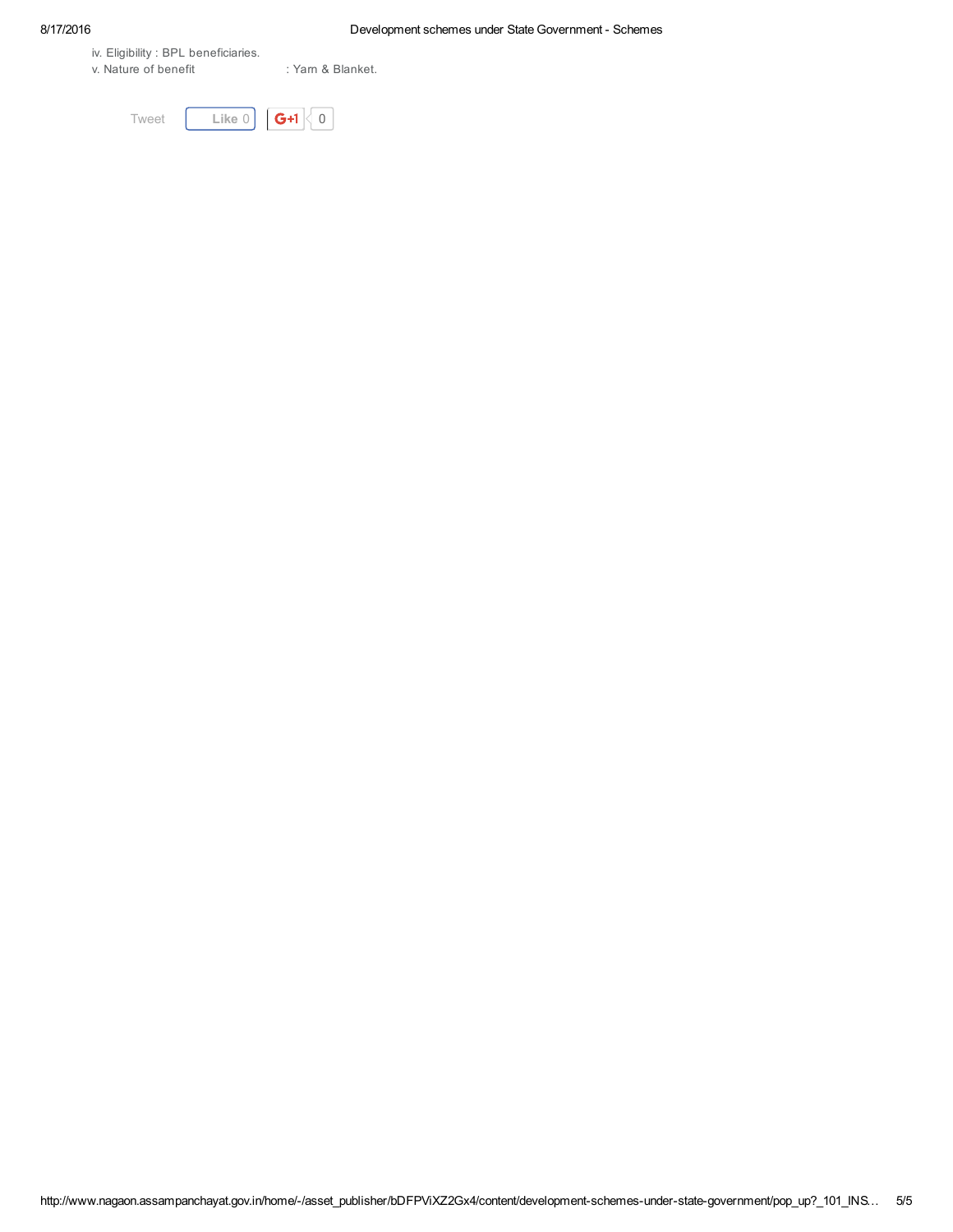iv. Eligibility : BPL beneficiaries.
v. Nature of benefit : Yarn & Blanket.

Tweet Like 0 G+1 0